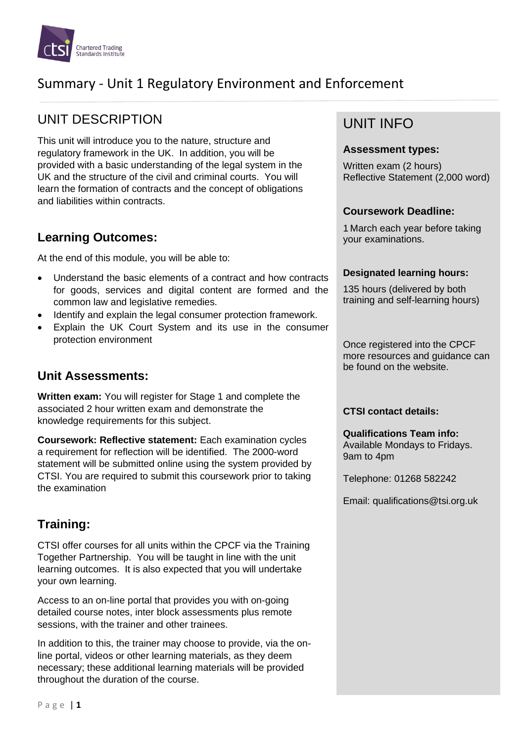# Summary - Unit 1 Regulatory Environment and Enforcement

## UNIT DESCRIPTION

This unit will introduce you to the nature, structure and regulatory framework in the UK. In addition, you will be provided with a basic understanding of the legal system in the UK and the structure of the civil and criminal courts. You will learn the formation of contracts and the concept of obligations and liabilities within contracts.

### Learning Outcomes:

At the end of this module, you will be able to:

- Understand the basic elements of a contract and how contracts for goods, services and digital content are formed and the common law and legislative remedies.
- Identify and explain the legal consumer protection framework.
- Explain the UK Court System and its use in the consumer protection environment

### Unit Assessments:

**Written exam:** You will register for Stage 1 and complete the associated 2 hour written exam and demonstrate the knowledge requirements for this subject.

**Coursework: Reflective statement:** Each examination cycles a requirement for reflection will be identified. The 2000-word statement will be submitted online using the system provided by CTSI. You are required to submit this coursework prior to taking the examination

### Training:

CTSI offer courses for all units within the CPCF via the Training Together Partnership. You will be taught in line with the unit learning outcomes. It is also expected that you will undertake your own learning.

Access to an on-line portal that provides you with on-going detailed course notes, inter block assessments plus remote sessions, with the trainer and other trainees.

In addition to this, the trainer may choose to provide, via the on-line portal, videos or other learning materials, as they deem necessary; these additional learning materials will be provided throughout the duration of the course.

## UNIT INFO

**Assessment types:**

Written exam (2 hours)
Reflective Statement (2,000 word)

**Coursework Deadline:**

1 March each year before taking your examinations.

**Designated learning hours:**

135 hours (delivered by both training and self-learning hours)

Once registered into the CPCF more resources and guidance can be found on the website.

**CTSI contact details:**

**Qualifications Team info:**
Available Mondays to Fridays.
9am to 4pm

Telephone: 01268 582242

Email: qualifications@tsi.org.uk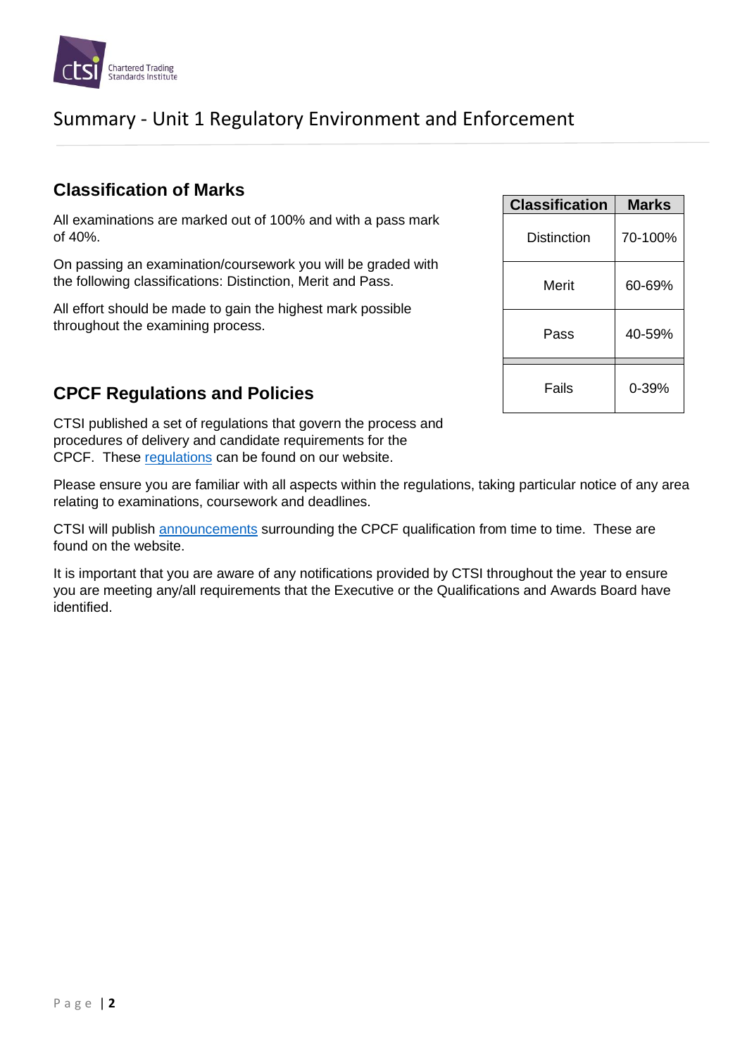# Summary - Unit 1 Regulatory Environment and Enforcement

## Classification of Marks

All examinations are marked out of 100% and with a pass mark of 40%.

On passing an examination/coursework you will be graded with the following classifications: Distinction, Merit and Pass.

All effort should be made to gain the highest mark possible throughout the examining process.

| Classification | Marks |
|---|---|
| Distinction | 70-100% |
| Merit | 60-69% |
| Pass | 40-59% |
| Fails | 0-39% |

## CPCF Regulations and Policies

CTSI published a set of regulations that govern the process and procedures of delivery and candidate requirements for the CPCF. These regulations can be found on our website.

Please ensure you are familiar with all aspects within the regulations, taking particular notice of any area relating to examinations, coursework and deadlines.

CTSI will publish announcements surrounding the CPCF qualification from time to time. These are found on the website.

It is important that you are aware of any notifications provided by CTSI throughout the year to ensure you are meeting any/all requirements that the Executive or the Qualifications and Awards Board have identified.